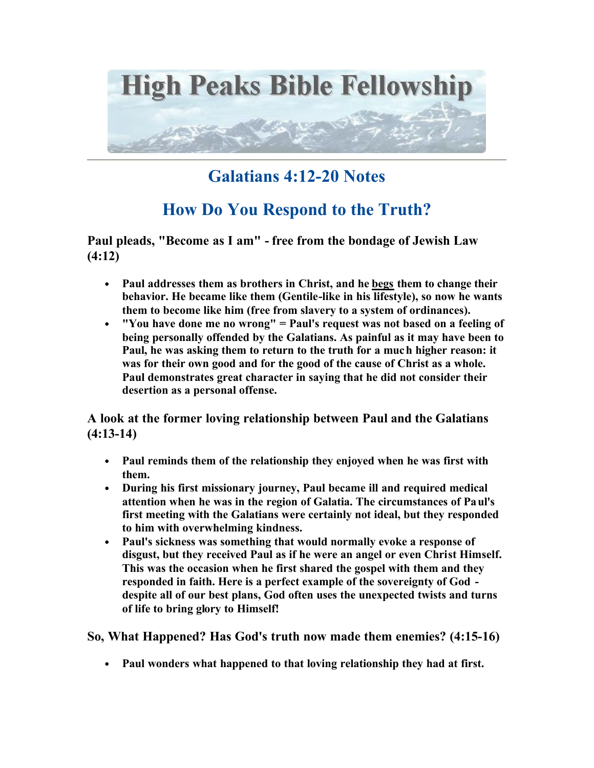# High Peaks Bible Fellowship

## Galatians 4:12-20 Notes

## How Do You Respond to the Truth?

### Paul pleads, "Become as I am" - free from the bondage of Jewish Law (4:12)

- **Paul addresses them as brothers in Christ, and he <u>begs</u> them to change their behavior. He became like them (Gentile-like in his lifestyle), so now he wants them to become like him (free from slavery to a system of ordinances).**
- **"You have done me no wrong" = Paul's request was not based on a feeling of being personally offended by the Galatians. As painful as it may have been to Paul, he was asking them to return to the truth for a much higher reason: it was for their own good and for the good of the cause of Christ as a whole. Paul demonstrates great character in saying that he did not consider their desertion as a personal offense.**

### A look at the former loving relationship between Paul and the Galatians (4:13-14)

- **Paul reminds them of the relationship they enjoyed when he was first with them.**
- **During his first missionary journey, Paul became ill and required medical attention when he was in the region of Galatia. The circumstances of Paul's first meeting with the Galatians were certainly not ideal, but they responded to him with overwhelming kindness.**
- **Paul's sickness was something that would normally evoke a response of disgust, but they received Paul as if he were an angel or even Christ Himself. This was the occasion when he first shared the gospel with them and they responded in faith. Here is a perfect example of the sovereignty of God - despite all of our best plans, God often uses the unexpected twists and turns of life to bring glory to Himself!**

### So, What Happened? Has God's truth now made them enemies? (4:15-16)

- **Paul wonders what happened to that loving relationship they had at first.**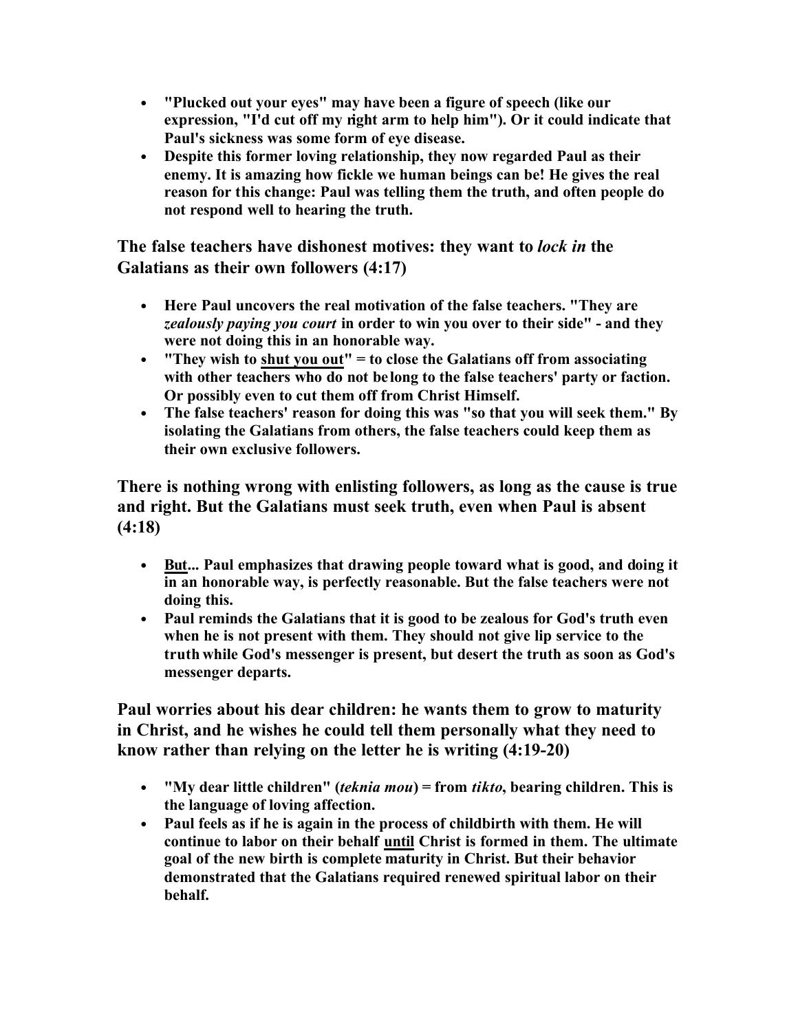- **"Plucked out your eyes" may have been a figure of speech (like our expression, "I'd cut off my right arm to help him"). Or it could indicate that Paul's sickness was some form of eye disease.**
- **Despite this former loving relationship, they now regarded Paul as their enemy. It is amazing how fickle we human beings can be! He gives the real reason for this change: Paul was telling them the truth, and often people do not respond well to hearing the truth.**

### The false teachers have dishonest motives: they want to *lock in* the Galatians as their own followers (4:17)

- **Here Paul uncovers the real motivation of the false teachers. "They are *zealously paying you court* in order to win you over to their side" - and they were not doing this in an honorable way.**
- **"They wish to <u>shut you out</u>" = to close the Galatians off from associating with other teachers who do not belong to the false teachers' party or faction. Or possibly even to cut them off from Christ Himself.**
- **The false teachers' reason for doing this was "so that you will seek them." By isolating the Galatians from others, the false teachers could keep them as their own exclusive followers.**

### There is nothing wrong with enlisting followers, as long as the cause is true and right. But the Galatians must seek truth, even when Paul is absent (4:18)

- **<u>But</u>... Paul emphasizes that drawing people toward what is good, and doing it in an honorable way, is perfectly reasonable. But the false teachers were not doing this.**
- **Paul reminds the Galatians that it is good to be zealous for God's truth even when he is not present with them. They should not give lip service to the truth while God's messenger is present, but desert the truth as soon as God's messenger departs.**

### Paul worries about his dear children: he wants them to grow to maturity in Christ, and he wishes he could tell them personally what they need to know rather than relying on the letter he is writing (4:19-20)

- **"My dear little children" (*teknia mou*) = from *tikto*, bearing children. This is the language of loving affection.**
- **Paul feels as if he is again in the process of childbirth with them. He will continue to labor on their behalf <u>until</u> Christ is formed in them. The ultimate goal of the new birth is complete maturity in Christ. But their behavior demonstrated that the Galatians required renewed spiritual labor on their behalf.**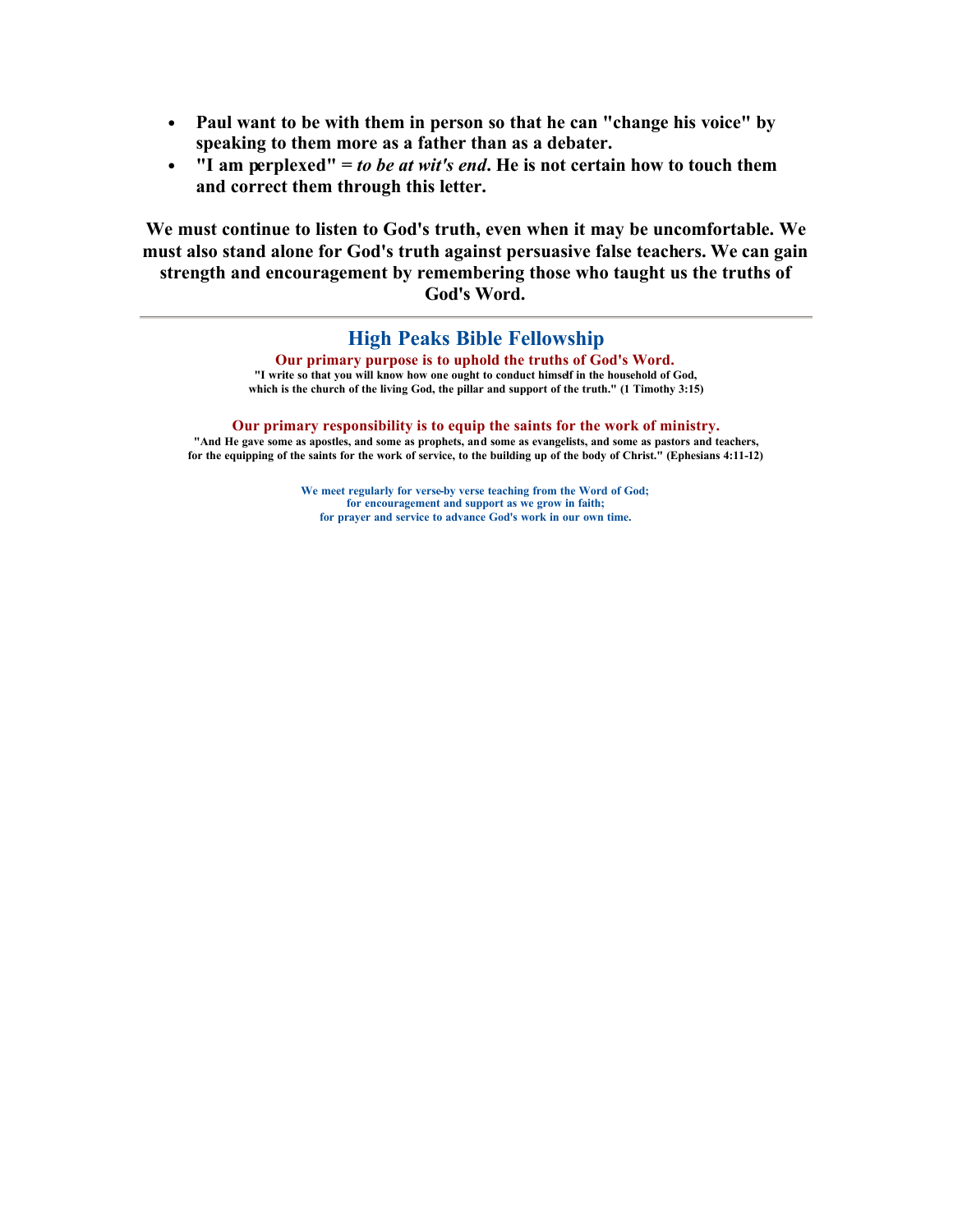- **Paul want to be with them in person so that he can "change his voice" by speaking to them more as a father than as a debater.**
- **"I am perplexed" = *to be at wit's end*. He is not certain how to touch them and correct them through this letter.**

**We must continue to listen to God's truth, even when it may be uncomfortable. We must also stand alone for God's truth against persuasive false teachers. We can gain strength and encouragement by remembering those who taught us the truths of God's Word.**

---

## High Peaks Bible Fellowship

**Our primary purpose is to uphold the truths of God's Word.**

**"I write so that you will know how one ought to conduct himself in the household of God, which is the church of the living God, the pillar and support of the truth." (1 Timothy 3:15)**

**Our primary responsibility is to equip the saints for the work of ministry.**

**"And He gave some as apostles, and some as prophets, and some as evangelists, and some as pastors and teachers, for the equipping of the saints for the work of service, to the building up of the body of Christ." (Ephesians 4:11-12)**

**We meet regularly for verse-by verse teaching from the Word of God;**
**for encouragement and support as we grow in faith;**
**for prayer and service to advance God's work in our own time.**